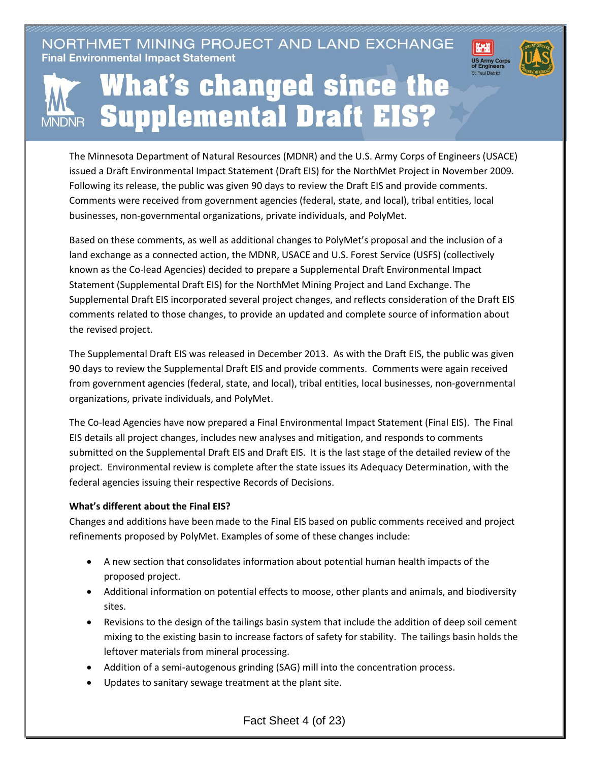NORTHMET MINING PROJECT AND LAND EXCHANGE
**Final Environmental Impact Statement**

# What's changed since the Supplemental Draft EIS?

The Minnesota Department of Natural Resources (MDNR) and the U.S. Army Corps of Engineers (USACE) issued a Draft Environmental Impact Statement (Draft EIS) for the NorthMet Project in November 2009. Following its release, the public was given 90 days to review the Draft EIS and provide comments. Comments were received from government agencies (federal, state, and local), tribal entities, local businesses, non-governmental organizations, private individuals, and PolyMet.

Based on these comments, as well as additional changes to PolyMet's proposal and the inclusion of a land exchange as a connected action, the MDNR, USACE and U.S. Forest Service (USFS) (collectively known as the Co-lead Agencies) decided to prepare a Supplemental Draft Environmental Impact Statement (Supplemental Draft EIS) for the NorthMet Mining Project and Land Exchange. The Supplemental Draft EIS incorporated several project changes, and reflects consideration of the Draft EIS comments related to those changes, to provide an updated and complete source of information about the revised project.

The Supplemental Draft EIS was released in December 2013. As with the Draft EIS, the public was given 90 days to review the Supplemental Draft EIS and provide comments. Comments were again received from government agencies (federal, state, and local), tribal entities, local businesses, non-governmental organizations, private individuals, and PolyMet.

The Co-lead Agencies have now prepared a Final Environmental Impact Statement (Final EIS). The Final EIS details all project changes, includes new analyses and mitigation, and responds to comments submitted on the Supplemental Draft EIS and Draft EIS. It is the last stage of the detailed review of the project. Environmental review is complete after the state issues its Adequacy Determination, with the federal agencies issuing their respective Records of Decisions.

**What's different about the Final EIS?**

Changes and additions have been made to the Final EIS based on public comments received and project refinements proposed by PolyMet. Examples of some of these changes include:

- A new section that consolidates information about potential human health impacts of the proposed project.
- Additional information on potential effects to moose, other plants and animals, and biodiversity sites.
- Revisions to the design of the tailings basin system that include the addition of deep soil cement mixing to the existing basin to increase factors of safety for stability. The tailings basin holds the leftover materials from mineral processing.
- Addition of a semi-autogenous grinding (SAG) mill into the concentration process.
- Updates to sanitary sewage treatment at the plant site.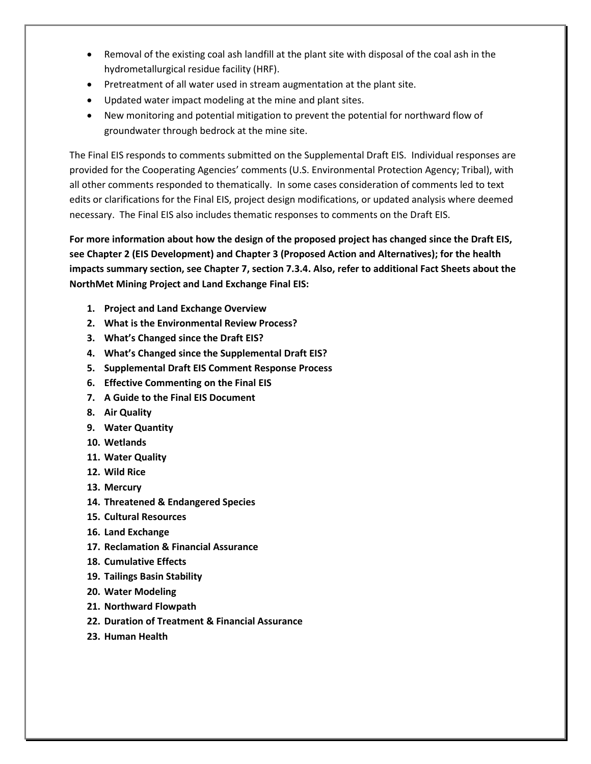- Removal of the existing coal ash landfill at the plant site with disposal of the coal ash in the hydrometallurgical residue facility (HRF).
- Pretreatment of all water used in stream augmentation at the plant site.
- Updated water impact modeling at the mine and plant sites.
- New monitoring and potential mitigation to prevent the potential for northward flow of groundwater through bedrock at the mine site.

The Final EIS responds to comments submitted on the Supplemental Draft EIS. Individual responses are provided for the Cooperating Agencies' comments (U.S. Environmental Protection Agency; Tribal), with all other comments responded to thematically. In some cases consideration of comments led to text edits or clarifications for the Final EIS, project design modifications, or updated analysis where deemed necessary. The Final EIS also includes thematic responses to comments on the Draft EIS.

**For more information about how the design of the proposed project has changed since the Draft EIS, see Chapter 2 (EIS Development) and Chapter 3 (Proposed Action and Alternatives); for the health impacts summary section, see Chapter 7, section 7.3.4. Also, refer to additional Fact Sheets about the NorthMet Mining Project and Land Exchange Final EIS:**

1. **Project and Land Exchange Overview**
2. **What is the Environmental Review Process?**
3. **What's Changed since the Draft EIS?**
4. **What's Changed since the Supplemental Draft EIS?**
5. **Supplemental Draft EIS Comment Response Process**
6. **Effective Commenting on the Final EIS**
7. **A Guide to the Final EIS Document**
8. **Air Quality**
9. **Water Quantity**
10. **Wetlands**
11. **Water Quality**
12. **Wild Rice**
13. **Mercury**
14. **Threatened & Endangered Species**
15. **Cultural Resources**
16. **Land Exchange**
17. **Reclamation & Financial Assurance**
18. **Cumulative Effects**
19. **Tailings Basin Stability**
20. **Water Modeling**
21. **Northward Flowpath**
22. **Duration of Treatment & Financial Assurance**
23. **Human Health**